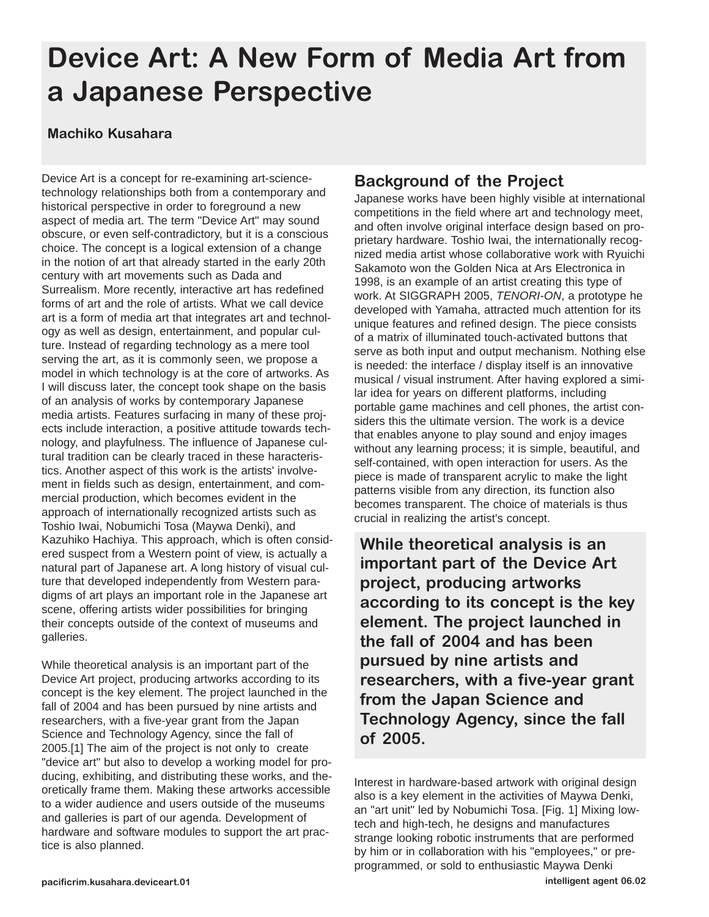# Device Art: A New Form of Media Art from a Japanese Perspective

**Machiko Kusahara**

Device Art is a concept for re-examining art-science-technology relationships both from a contemporary and historical perspective in order to foreground a new aspect of media art. The term "Device Art" may sound obscure, or even self-contradictory, but it is a conscious choice. The concept is a logical extension of a change in the notion of art that already started in the early 20th century with art movements such as Dada and Surrealism. More recently, interactive art has redefined forms of art and the role of artists. What we call device art is a form of media art that integrates art and technology as well as design, entertainment, and popular culture. Instead of regarding technology as a mere tool serving the art, as it is commonly seen, we propose a model in which technology is at the core of artworks. As I will discuss later, the concept took shape on the basis of an analysis of works by contemporary Japanese media artists. Features surfacing in many of these projects include interaction, a positive attitude towards technology, and playfulness. The influence of Japanese cultural tradition can be clearly traced in these haracteristics. Another aspect of this work is the artists' involvement in fields such as design, entertainment, and commercial production, which becomes evident in the approach of internationally recognized artists such as Toshio Iwai, Nobumichi Tosa (Maywa Denki), and Kazuhiko Hachiya. This approach, which is often considered suspect from a Western point of view, is actually a natural part of Japanese art. A long history of visual culture that developed independently from Western paradigms of art plays an important role in the Japanese art scene, offering artists wider possibilities for bringing their concepts outside of the context of museums and galleries.

While theoretical analysis is an important part of the Device Art project, producing artworks according to its concept is the key element. The project launched in the fall of 2004 and has been pursued by nine artists and researchers, with a five-year grant from the Japan Science and Technology Agency, since the fall of 2005.[1] The aim of the project is not only to create "device art" but also to develop a working model for producing, exhibiting, and distributing these works, and theoretically frame them. Making these artworks accessible to a wider audience and users outside of the museums and galleries is part of our agenda. Development of hardware and software modules to support the art practice is also planned.

## Background of the Project

Japanese works have been highly visible at international competitions in the field where art and technology meet, and often involve original interface design based on proprietary hardware. Toshio Iwai, the internationally recognized media artist whose collaborative work with Ryuichi Sakamoto won the Golden Nica at Ars Electronica in 1998, is an example of an artist creating this type of work. At SIGGRAPH 2005, *TENORI-ON*, a prototype he developed with Yamaha, attracted much attention for its unique features and refined design. The piece consists of a matrix of illuminated touch-activated buttons that serve as both input and output mechanism. Nothing else is needed: the interface / display itself is an innovative musical / visual instrument. After having explored a similar idea for years on different platforms, including portable game machines and cell phones, the artist considers this the ultimate version. The work is a device that enables anyone to play sound and enjoy images without any learning process; it is simple, beautiful, and self-contained, with open interaction for users. As the piece is made of transparent acrylic to make the light patterns visible from any direction, its function also becomes transparent. The choice of materials is thus crucial in realizing the artist's concept.

**While theoretical analysis is an important part of the Device Art project, producing artworks according to its concept is the key element. The project launched in the fall of 2004 and has been pursued by nine artists and researchers, with a five-year grant from the Japan Science and Technology Agency, since the fall of 2005.**

Interest in hardware-based artwork with original design also is a key element in the activities of Maywa Denki, an "art unit" led by Nobumichi Tosa. [Fig. 1] Mixing low-tech and high-tech, he designs and manufactures strange looking robotic instruments that are performed by him or in collaboration with his "employees," or pre-programmed, or sold to enthusiastic Maywa Denki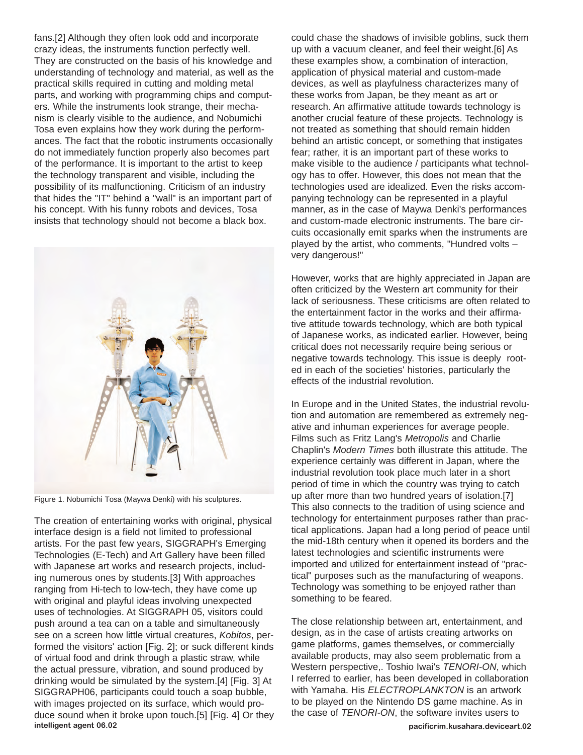fans.[2] Although they often look odd and incorporate crazy ideas, the instruments function perfectly well. They are constructed on the basis of his knowledge and understanding of technology and material, as well as the practical skills required in cutting and molding metal parts, and working with programming chips and computers. While the instruments look strange, their mechanism is clearly visible to the audience, and Nobumichi Tosa even explains how they work during the performances. The fact that the robotic instruments occasionally do not immediately function properly also becomes part of the performance. It is important to the artist to keep the technology transparent and visible, including the possibility of its malfunctioning. Criticism of an industry that hides the "IT" behind a "wall" is an important part of his concept. With his funny robots and devices, Tosa insists that technology should not become a black box.

Figure 1. Nobumichi Tosa (Maywa Denki) with his sculptures.

The creation of entertaining works with original, physical interface design is a field not limited to professional artists. For the past few years, SIGGRAPH's Emerging Technologies (E-Tech) and Art Gallery have been filled with Japanese art works and research projects, including numerous ones by students.[3] With approaches ranging from Hi-tech to low-tech, they have come up with original and playful ideas involving unexpected uses of technologies. At SIGGRAPH 05, visitors could push around a tea can on a table and simultaneously see on a screen how little virtual creatures, *Kobitos*, performed the visitors' action [Fig. 2]; or suck different kinds of virtual food and drink through a plastic straw, while the actual pressure, vibration, and sound produced by drinking would be simulated by the system.[4] [Fig. 3] At SIGGRAPH06, participants could touch a soap bubble, with images projected on its surface, which would produce sound when it broke upon touch.[5] [Fig. 4] Or they could chase the shadows of invisible goblins, suck them up with a vacuum cleaner, and feel their weight.[6] As these examples show, a combination of interaction, application of physical material and custom-made devices, as well as playfulness characterizes many of these works from Japan, be they meant as art or research. An affirmative attitude towards technology is another crucial feature of these projects. Technology is not treated as something that should remain hidden behind an artistic concept, or something that instigates fear; rather, it is an important part of these works to make visible to the audience / participants what technology has to offer. However, this does not mean that the technologies used are idealized. Even the risks accompanying technology can be represented in a playful manner, as in the case of Maywa Denki's performances and custom-made electronic instruments. The bare circuits occasionally emit sparks when the instruments are played by the artist, who comments, "Hundred volts – very dangerous!"

However, works that are highly appreciated in Japan are often criticized by the Western art community for their lack of seriousness. These criticisms are often related to the entertainment factor in the works and their affirmative attitude towards technology, which are both typical of Japanese works, as indicated earlier. However, being critical does not necessarily require being serious or negative towards technology. This issue is deeply rooted in each of the societies' histories, particularly the effects of the industrial revolution.

In Europe and in the United States, the industrial revolution and automation are remembered as extremely negative and inhuman experiences for average people. Films such as Fritz Lang's *Metropolis* and Charlie Chaplin's *Modern Times* both illustrate this attitude. The experience certainly was different in Japan, where the industrial revolution took place much later in a short period of time in which the country was trying to catch up after more than two hundred years of isolation.[7] This also connects to the tradition of using science and technology for entertainment purposes rather than practical applications. Japan had a long period of peace until the mid-18th century when it opened its borders and the latest technologies and scientific instruments were imported and utilized for entertainment instead of "practical" purposes such as the manufacturing of weapons. Technology was something to be enjoyed rather than something to be feared.

The close relationship between art, entertainment, and design, as in the case of artists creating artworks on game platforms, games themselves, or commercially available products, may also seem problematic from a Western perspective,. Toshio Iwai's *TENORI-ON*, which I referred to earlier, has been developed in collaboration with Yamaha. His *ELECTROPLANKTON* is an artwork to be played on the Nintendo DS game machine. As in the case of *TENORI-ON*, the software invites users to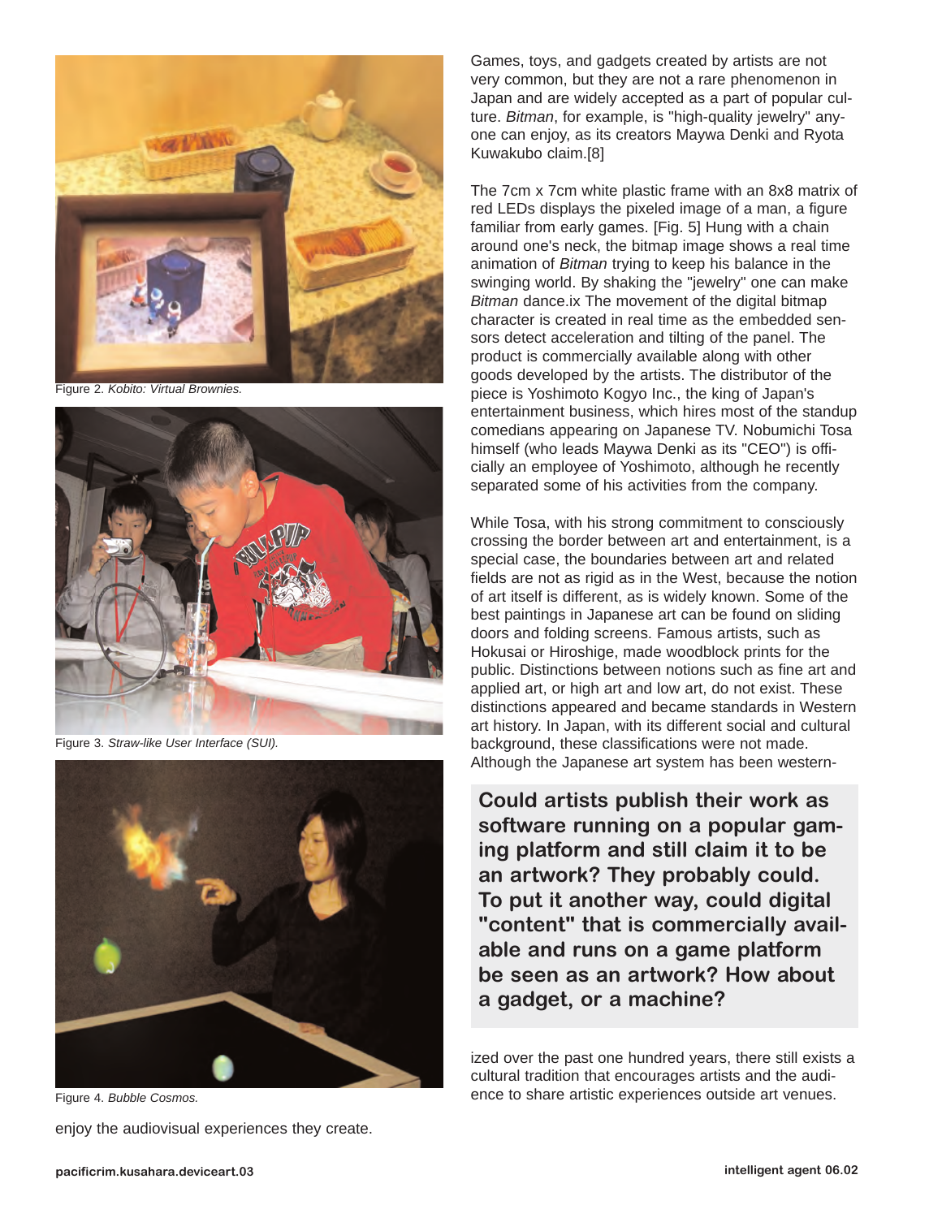Figure 2. *Kobito: Virtual Brownies.*

Figure 3. *Straw-like User Interface (SUI).*

Figure 4. *Bubble Cosmos.*

enjoy the audiovisual experiences they create.

Games, toys, and gadgets created by artists are not very common, but they are not a rare phenomenon in Japan and are widely accepted as a part of popular culture. *Bitman*, for example, is "high-quality jewelry" anyone can enjoy, as its creators Maywa Denki and Ryota Kuwakubo claim.[8]

The 7cm x 7cm white plastic frame with an 8x8 matrix of red LEDs displays the pixeled image of a man, a figure familiar from early games. [Fig. 5] Hung with a chain around one's neck, the bitmap image shows a real time animation of *Bitman* trying to keep his balance in the swinging world. By shaking the "jewelry" one can make *Bitman* dance.ix The movement of the digital bitmap character is created in real time as the embedded sensors detect acceleration and tilting of the panel. The product is commercially available along with other goods developed by the artists. The distributor of the piece is Yoshimoto Kogyo Inc., the king of Japan's entertainment business, which hires most of the standup comedians appearing on Japanese TV. Nobumichi Tosa himself (who leads Maywa Denki as its "CEO") is officially an employee of Yoshimoto, although he recently separated some of his activities from the company.

While Tosa, with his strong commitment to consciously crossing the border between art and entertainment, is a special case, the boundaries between art and related fields are not as rigid as in the West, because the notion of art itself is different, as is widely known. Some of the best paintings in Japanese art can be found on sliding doors and folding screens. Famous artists, such as Hokusai or Hiroshige, made woodblock prints for the public. Distinctions between notions such as fine art and applied art, or high art and low art, do not exist. These distinctions appeared and became standards in Western art history. In Japan, with its different social and cultural background, these classifications were not made. Although the Japanese art system has been westernized over the past one hundred years, there still exists a cultural tradition that encourages artists and the audience to share artistic experiences outside art venues.

**Could artists publish their work as software running on a popular gaming platform and still claim it to be an artwork? They probably could. To put it another way, could digital "content" that is commercially available and runs on a game platform be seen as an artwork? How about a gadget, or a machine?**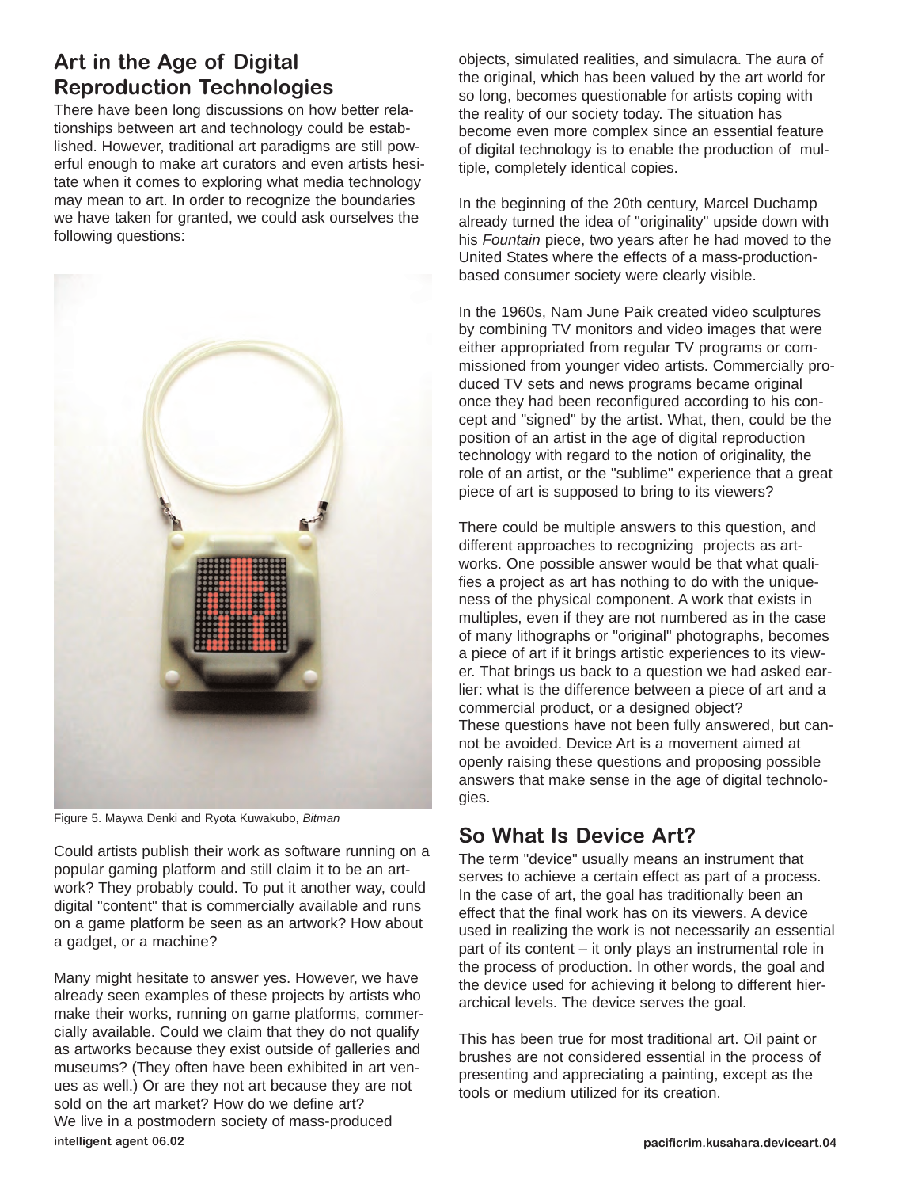## Art in the Age of Digital Reproduction Technologies

There have been long discussions on how better relationships between art and technology could be established. However, traditional art paradigms are still powerful enough to make art curators and even artists hesitate when it comes to exploring what media technology may mean to art. In order to recognize the boundaries we have taken for granted, we could ask ourselves the following questions:

Figure 5. Maywa Denki and Ryota Kuwakubo, *Bitman*

Could artists publish their work as software running on a popular gaming platform and still claim it to be an artwork? They probably could. To put it another way, could digital "content" that is commercially available and runs on a game platform be seen as an artwork? How about a gadget, or a machine?

Many might hesitate to answer yes. However, we have already seen examples of these projects by artists who make their works, running on game platforms, commercially available. Could we claim that they do not qualify as artworks because they exist outside of galleries and museums? (They often have been exhibited in art venues as well.) Or are they not art because they are not sold on the art market? How do we define art?

We live in a postmodern society of mass-produced objects, simulated realities, and simulacra. The aura of the original, which has been valued by the art world for so long, becomes questionable for artists coping with the reality of our society today. The situation has become even more complex since an essential feature of digital technology is to enable the production of multiple, completely identical copies.

In the beginning of the 20th century, Marcel Duchamp already turned the idea of "originality" upside down with his *Fountain* piece, two years after he had moved to the United States where the effects of a mass-production-based consumer society were clearly visible.

In the 1960s, Nam June Paik created video sculptures by combining TV monitors and video images that were either appropriated from regular TV programs or commissioned from younger video artists. Commercially produced TV sets and news programs became original once they had been reconfigured according to his concept and "signed" by the artist. What, then, could be the position of an artist in the age of digital reproduction technology with regard to the notion of originality, the role of an artist, or the "sublime" experience that a great piece of art is supposed to bring to its viewers?

There could be multiple answers to this question, and different approaches to recognizing projects as artworks. One possible answer would be that what qualifies a project as art has nothing to do with the uniqueness of the physical component. A work that exists in multiples, even if they are not numbered as in the case of many lithographs or "original" photographs, becomes a piece of art if it brings artistic experiences to its viewer. That brings us back to a question we had asked earlier: what is the difference between a piece of art and a commercial product, or a designed object?

These questions have not been fully answered, but cannot be avoided. Device Art is a movement aimed at openly raising these questions and proposing possible answers that make sense in the age of digital technologies.

## So What Is Device Art?

The term "device" usually means an instrument that serves to achieve a certain effect as part of a process. In the case of art, the goal has traditionally been an effect that the final work has on its viewers. A device used in realizing the work is not necessarily an essential part of its content – it only plays an instrumental role in the process of production. In other words, the goal and the device used for achieving it belong to different hierarchical levels. The device serves the goal.

This has been true for most traditional art. Oil paint or brushes are not considered essential in the process of presenting and appreciating a painting, except as the tools or medium utilized for its creation.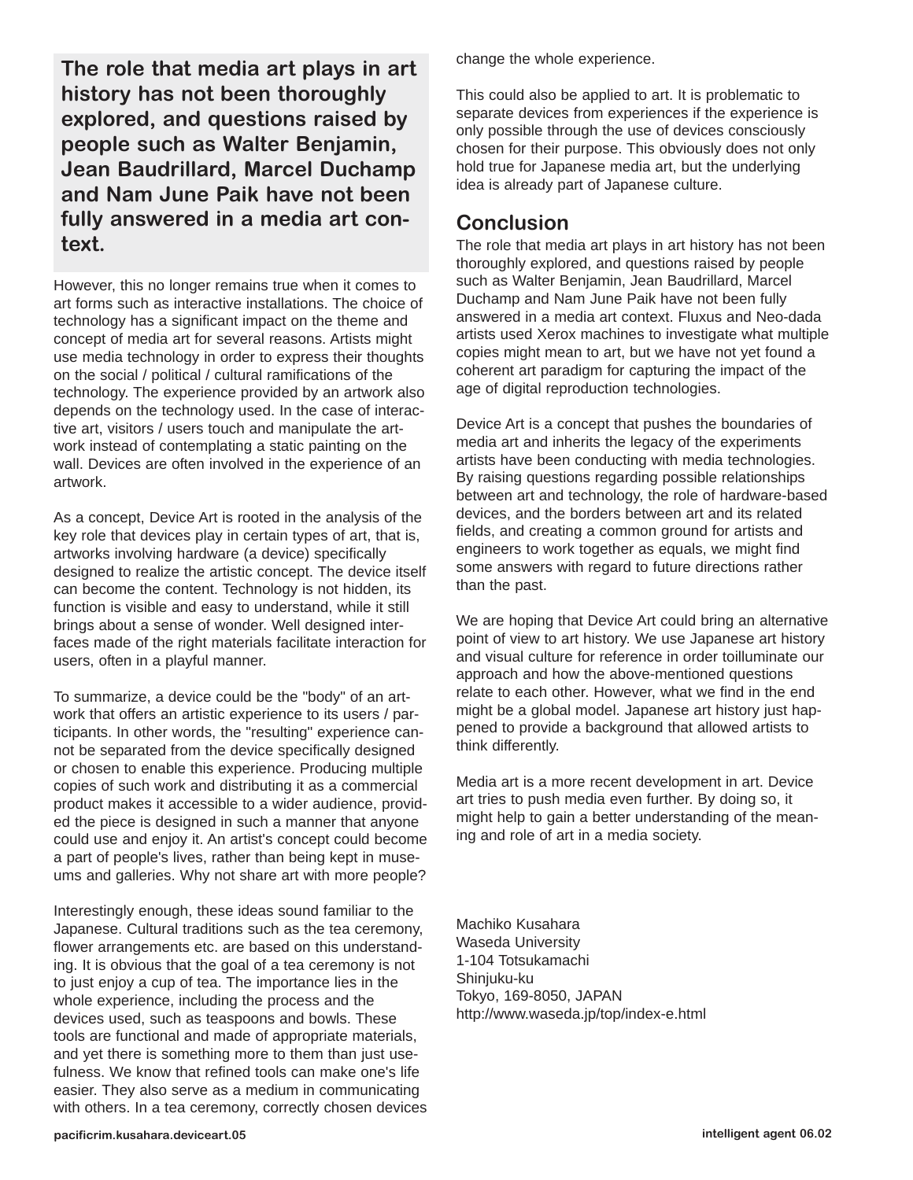**The role that media art plays in art history has not been thoroughly explored, and questions raised by people such as Walter Benjamin, Jean Baudrillard, Marcel Duchamp and Nam June Paik have not been fully answered in a media art context.**

However, this no longer remains true when it comes to art forms such as interactive installations. The choice of technology has a significant impact on the theme and concept of media art for several reasons. Artists might use media technology in order to express their thoughts on the social / political / cultural ramifications of the technology. The experience provided by an artwork also depends on the technology used. In the case of interactive art, visitors / users touch and manipulate the artwork instead of contemplating a static painting on the wall. Devices are often involved in the experience of an artwork.

As a concept, Device Art is rooted in the analysis of the key role that devices play in certain types of art, that is, artworks involving hardware (a device) specifically designed to realize the artistic concept. The device itself can become the content. Technology is not hidden, its function is visible and easy to understand, while it still brings about a sense of wonder. Well designed interfaces made of the right materials facilitate interaction for users, often in a playful manner.

To summarize, a device could be the "body" of an artwork that offers an artistic experience to its users / participants. In other words, the "resulting" experience cannot be separated from the device specifically designed or chosen to enable this experience. Producing multiple copies of such work and distributing it as a commercial product makes it accessible to a wider audience, provided the piece is designed in such a manner that anyone could use and enjoy it. An artist's concept could become a part of people's lives, rather than being kept in museums and galleries. Why not share art with more people?

Interestingly enough, these ideas sound familiar to the Japanese. Cultural traditions such as the tea ceremony, flower arrangements etc. are based on this understanding. It is obvious that the goal of a tea ceremony is not to just enjoy a cup of tea. The importance lies in the whole experience, including the process and the devices used, such as teaspoons and bowls. These tools are functional and made of appropriate materials, and yet there is something more to them than just usefulness. We know that refined tools can make one's life easier. They also serve as a medium in communicating with others. In a tea ceremony, correctly chosen devices change the whole experience.

This could also be applied to art. It is problematic to separate devices from experiences if the experience is only possible through the use of devices consciously chosen for their purpose. This obviously does not only hold true for Japanese media art, but the underlying idea is already part of Japanese culture.

## Conclusion

The role that media art plays in art history has not been thoroughly explored, and questions raised by people such as Walter Benjamin, Jean Baudrillard, Marcel Duchamp and Nam June Paik have not been fully answered in a media art context. Fluxus and Neo-dada artists used Xerox machines to investigate what multiple copies might mean to art, but we have not yet found a coherent art paradigm for capturing the impact of the age of digital reproduction technologies.

Device Art is a concept that pushes the boundaries of media art and inherits the legacy of the experiments artists have been conducting with media technologies. By raising questions regarding possible relationships between art and technology, the role of hardware-based devices, and the borders between art and its related fields, and creating a common ground for artists and engineers to work together as equals, we might find some answers with regard to future directions rather than the past.

We are hoping that Device Art could bring an alternative point of view to art history. We use Japanese art history and visual culture for reference in order toilluminate our approach and how the above-mentioned questions relate to each other. However, what we find in the end might be a global model. Japanese art history just happened to provide a background that allowed artists to think differently.

Media art is a more recent development in art. Device art tries to push media even further. By doing so, it might help to gain a better understanding of the meaning and role of art in a media society.

Machiko Kusahara
Waseda University
1-104 Totsukamachi
Shinjuku-ku
Tokyo, 169-8050, JAPAN
http://www.waseda.jp/top/index-e.html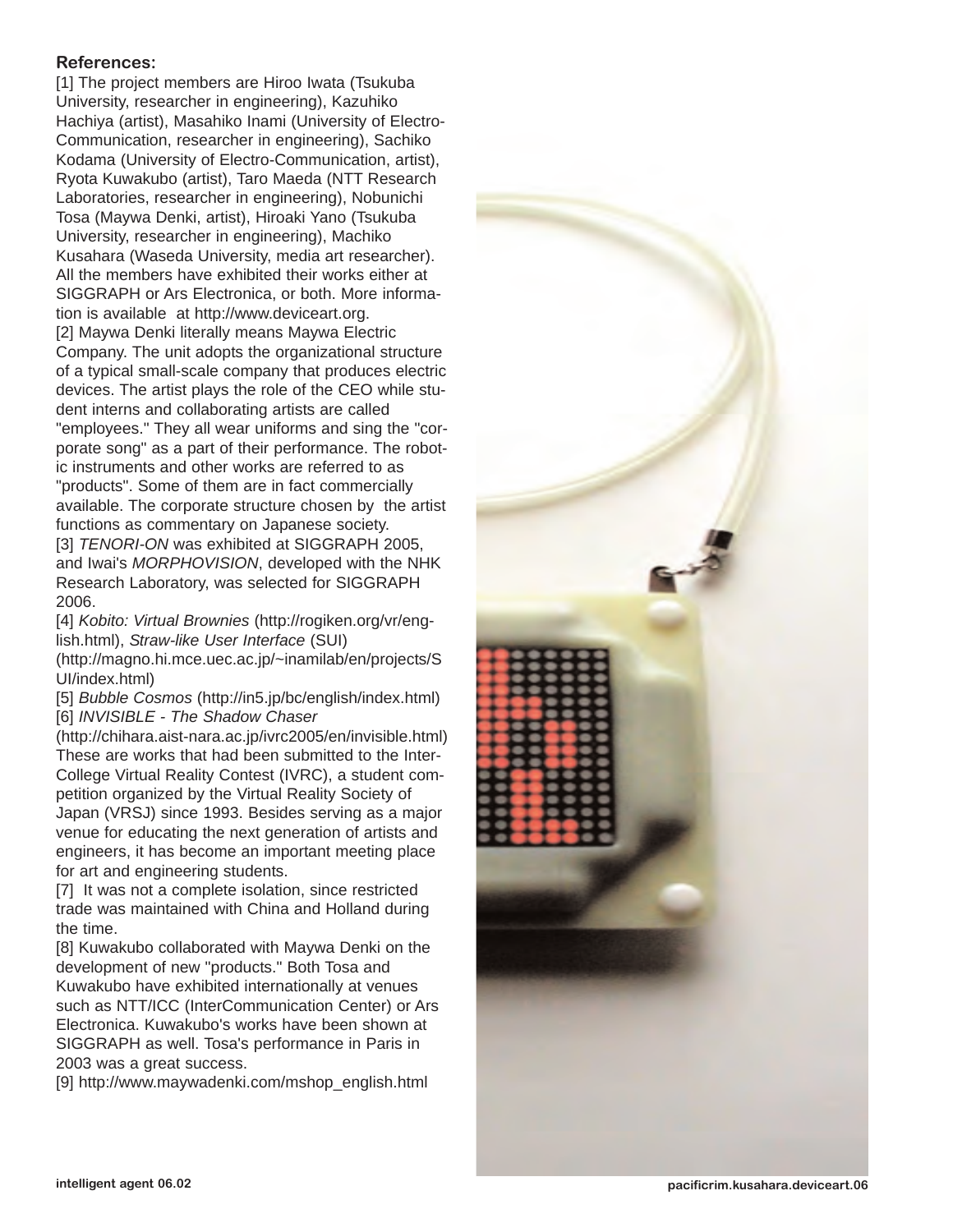**References:**

[1] The project members are Hiroo Iwata (Tsukuba University, researcher in engineering), Kazuhiko Hachiya (artist), Masahiko Inami (University of Electro-Communication, researcher in engineering), Sachiko Kodama (University of Electro-Communication, artist), Ryota Kuwakubo (artist), Taro Maeda (NTT Research Laboratories, researcher in engineering), Nobunichi Tosa (Maywa Denki, artist), Hiroaki Yano (Tsukuba University, researcher in engineering), Machiko Kusahara (Waseda University, media art researcher). All the members have exhibited their works either at SIGGRAPH or Ars Electronica, or both. More information is available at http://www.deviceart.org.

[2] Maywa Denki literally means Maywa Electric Company. The unit adopts the organizational structure of a typical small-scale company that produces electric devices. The artist plays the role of the CEO while student interns and collaborating artists are called "employees." They all wear uniforms and sing the "corporate song" as a part of their performance. The robotic instruments and other works are referred to as "products". Some of them are in fact commercially available. The corporate structure chosen by the artist functions as commentary on Japanese society.

[3] *TENORI-ON* was exhibited at SIGGRAPH 2005, and Iwai's *MORPHOVISION*, developed with the NHK Research Laboratory, was selected for SIGGRAPH 2006.

[4] *Kobito: Virtual Brownies* (http://rogiken.org/vr/english.html), *Straw-like User Interface* (SUI) (http://magno.hi.mce.uec.ac.jp/~inamilab/en/projects/SUI/index.html)

[5] *Bubble Cosmos* (http://in5.jp/bc/english/index.html)

[6] *INVISIBLE - The Shadow Chaser* (http://chihara.aist-nara.ac.jp/ivrc2005/en/invisible.html) These are works that had been submitted to the Inter-College Virtual Reality Contest (IVRC), a student competition organized by the Virtual Reality Society of Japan (VRSJ) since 1993. Besides serving as a major venue for educating the next generation of artists and engineers, it has become an important meeting place for art and engineering students.

[7] It was not a complete isolation, since restricted trade was maintained with China and Holland during the time.

[8] Kuwakubo collaborated with Maywa Denki on the development of new "products." Both Tosa and Kuwakubo have exhibited internationally at venues such as NTT/ICC (InterCommunication Center) or Ars Electronica. Kuwakubo's works have been shown at SIGGRAPH as well. Tosa's performance in Paris in 2003 was a great success.

[9] http://www.maywadenki.com/mshop_english.html